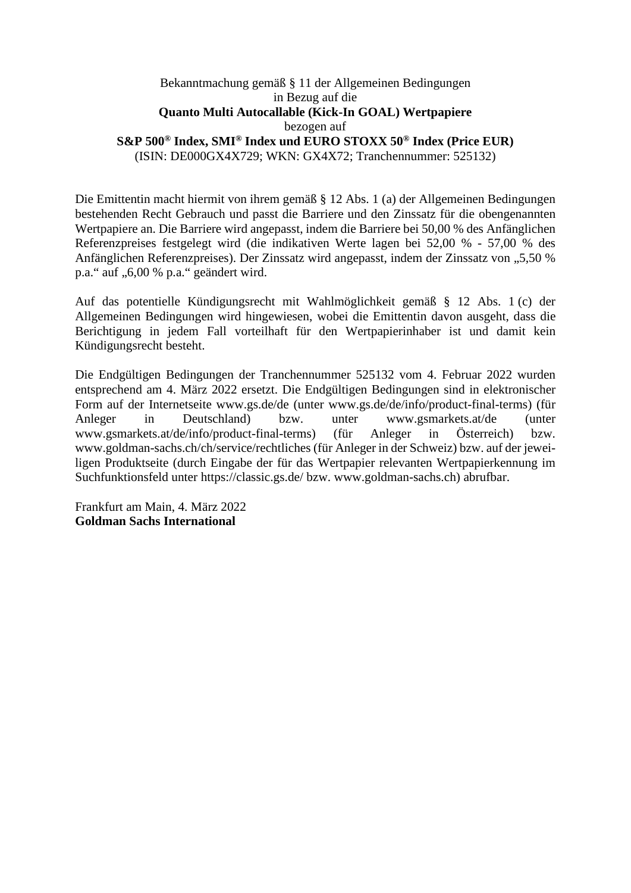Bekanntmachung gemäß § 11 der Allgemeinen Bedingungen
in Bezug auf die

**Quanto Multi Autocallable (Kick-In GOAL) Wertpapiere**

bezogen auf

**S&P 500® Index, SMI® Index und EURO STOXX 50® Index (Price EUR)**

(ISIN: DE000GX4X729; WKN: GX4X72; Tranchennummer: 525132)

Die Emittentin macht hiermit von ihrem gemäß § 12 Abs. 1 (a) der Allgemeinen Bedingungen bestehenden Recht Gebrauch und passt die Barriere und den Zinssatz für die obengenannten Wertpapiere an. Die Barriere wird angepasst, indem die Barriere bei 50,00 % des Anfänglichen Referenzpreises festgelegt wird (die indikativen Werte lagen bei 52,00 % - 57,00 % des Anfänglichen Referenzpreises). Der Zinssatz wird angepasst, indem der Zinssatz von „5,50 % p.a.“ auf „6,00 % p.a.“ geändert wird.

Auf das potentielle Kündigungsrecht mit Wahlmöglichkeit gemäß § 12 Abs. 1 (c) der Allgemeinen Bedingungen wird hingewiesen, wobei die Emittentin davon ausgeht, dass die Berichtigung in jedem Fall vorteilhaft für den Wertpapierinhaber ist und damit kein Kündigungsrecht besteht.

Die Endgültigen Bedingungen der Tranchennummer 525132 vom 4. Februar 2022 wurden entsprechend am 4. März 2022 ersetzt. Die Endgültigen Bedingungen sind in elektronischer Form auf der Internetseite www.gs.de/de (unter www.gs.de/de/info/product-final-terms) (für Anleger in Deutschland) bzw. unter www.gsmarkets.at/de (unter www.gsmarkets.at/de/info/product-final-terms) (für Anleger in Österreich) bzw. www.goldman-sachs.ch/ch/service/rechtliches (für Anleger in der Schweiz) bzw. auf der jeweiligen Produktseite (durch Eingabe der für das Wertpapier relevanten Wertpapierkennung im Suchfunktionsfeld unter https://classic.gs.de/ bzw. www.goldman-sachs.ch) abrufbar.

Frankfurt am Main, 4. März 2022
**Goldman Sachs International**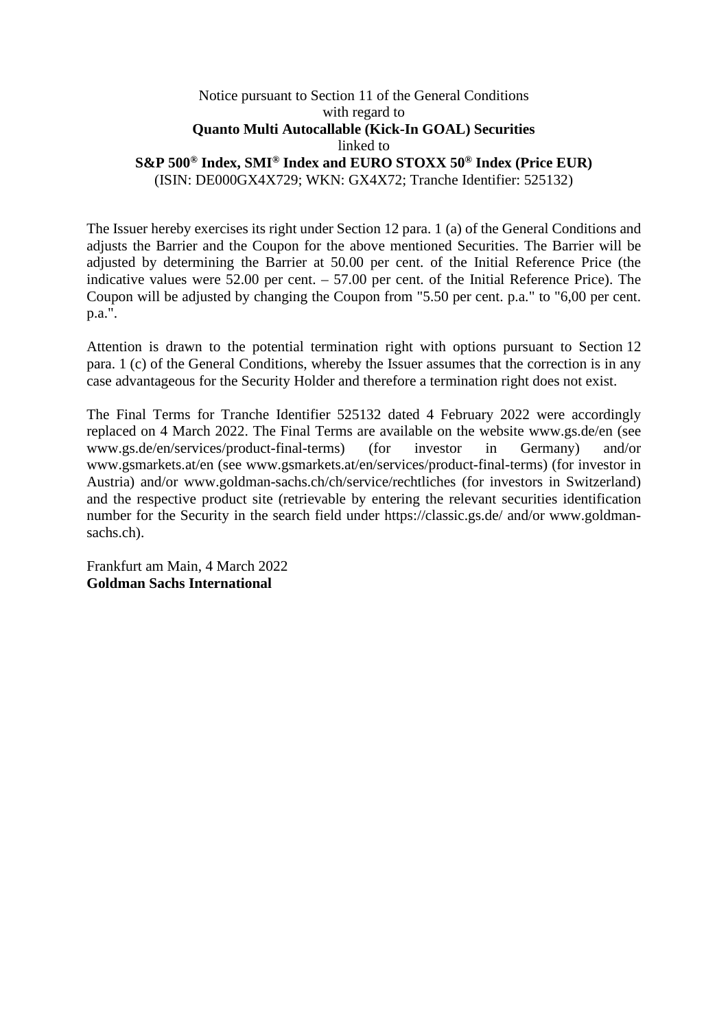Notice pursuant to Section 11 of the General Conditions
with regard to
**Quanto Multi Autocallable (Kick-In GOAL) Securities**
linked to
**S&P 500® Index, SMI® Index and EURO STOXX 50® Index (Price EUR)**
(ISIN: DE000GX4X729; WKN: GX4X72; Tranche Identifier: 525132)

The Issuer hereby exercises its right under Section 12 para. 1 (a) of the General Conditions and adjusts the Barrier and the Coupon for the above mentioned Securities. The Barrier will be adjusted by determining the Barrier at 50.00 per cent. of the Initial Reference Price (the indicative values were 52.00 per cent. – 57.00 per cent. of the Initial Reference Price). The Coupon will be adjusted by changing the Coupon from "5.50 per cent. p.a." to "6,00 per cent. p.a.".

Attention is drawn to the potential termination right with options pursuant to Section 12 para. 1 (c) of the General Conditions, whereby the Issuer assumes that the correction is in any case advantageous for the Security Holder and therefore a termination right does not exist.

The Final Terms for Tranche Identifier 525132 dated 4 February 2022 were accordingly replaced on 4 March 2022. The Final Terms are available on the website www.gs.de/en (see www.gs.de/en/services/product-final-terms) (for investor in Germany) and/or www.gsmarkets.at/en (see www.gsmarkets.at/en/services/product-final-terms) (for investor in Austria) and/or www.goldman-sachs.ch/ch/service/rechtliches (for investors in Switzerland) and the respective product site (retrievable by entering the relevant securities identification number for the Security in the search field under https://classic.gs.de/ and/or www.goldman-sachs.ch).

Frankfurt am Main, 4 March 2022
**Goldman Sachs International**